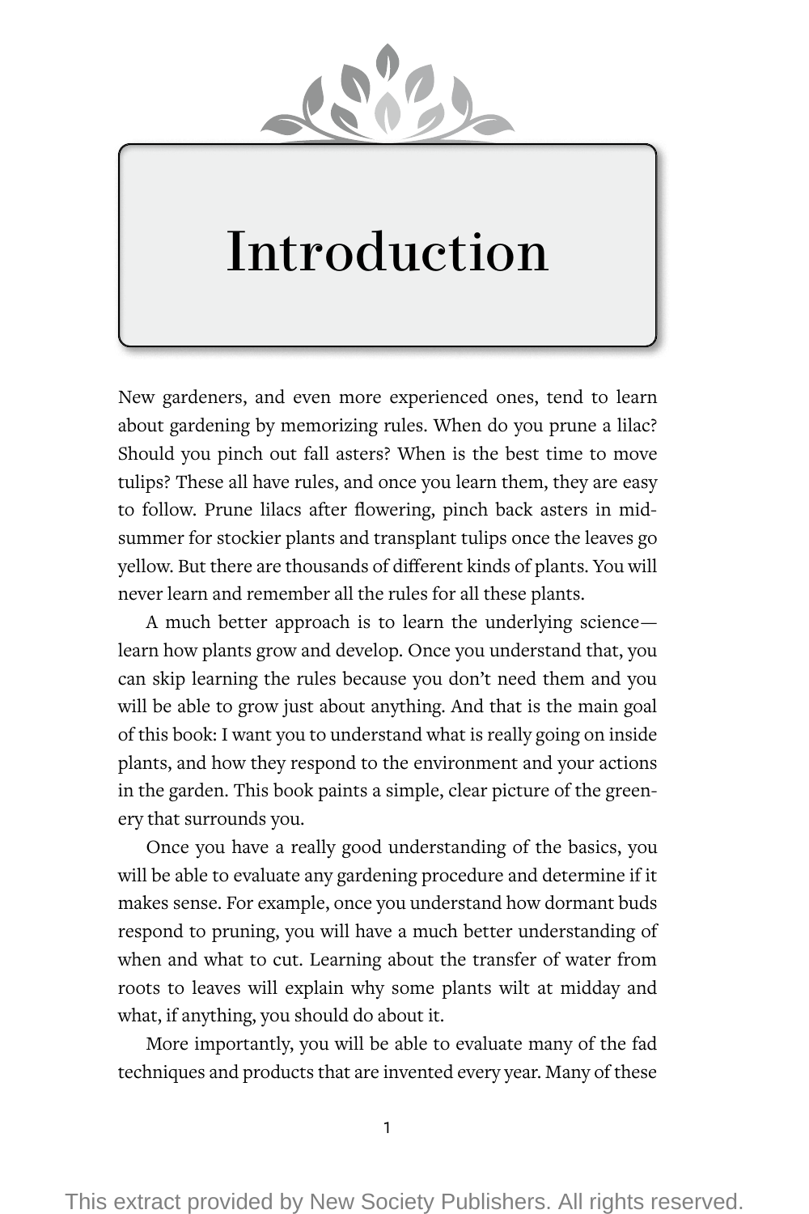# Introduction

New gardeners, and even more experienced ones, tend to learn about gardening by memorizing rules. When do you prune a lilac? Should you pinch out fall asters? When is the best time to move tulips? These all have rules, and once you learn them, they are easy to follow. Prune lilacs after flowering, pinch back asters in midsummer for stockier plants and transplant tulips once the leaves go yellow. But there are thousands of different kinds of plants. You will never learn and remember all the rules for all these plants.

A much better approach is to learn the underlying science—learn how plants grow and develop. Once you understand that, you can skip learning the rules because you don't need them and you will be able to grow just about anything. And that is the main goal of this book: I want you to understand what is really going on inside plants, and how they respond to the environment and your actions in the garden. This book paints a simple, clear picture of the greenery that surrounds you.

Once you have a really good understanding of the basics, you will be able to evaluate any gardening procedure and determine if it makes sense. For example, once you understand how dormant buds respond to pruning, you will have a much better understanding of when and what to cut. Learning about the transfer of water from roots to leaves will explain why some plants wilt at midday and what, if anything, you should do about it.

More importantly, you will be able to evaluate many of the fad techniques and products that are invented every year. Many of these

This extract provided by New Society Publishers. All rights reserved.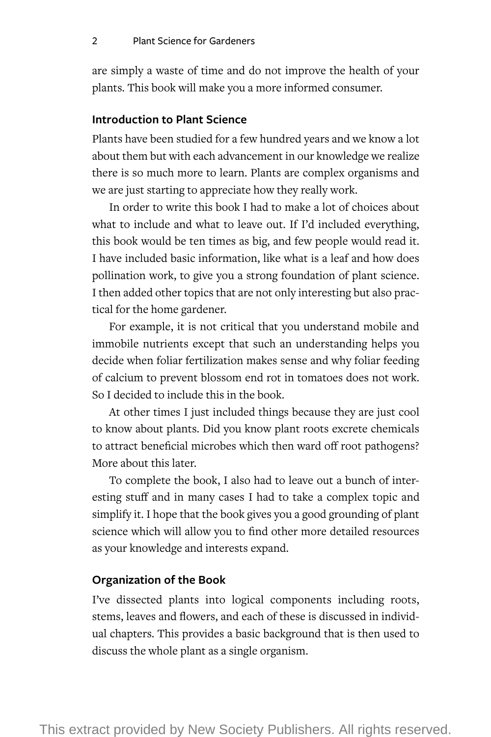are simply a waste of time and do not improve the health of your plants. This book will make you a more informed consumer.

## Introduction to Plant Science

Plants have been studied for a few hundred years and we know a lot about them but with each advancement in our knowledge we realize there is so much more to learn. Plants are complex organisms and we are just starting to appreciate how they really work.

In order to write this book I had to make a lot of choices about what to include and what to leave out. If I'd included everything, this book would be ten times as big, and few people would read it. I have included basic information, like what is a leaf and how does pollination work, to give you a strong foundation of plant science. I then added other topics that are not only interesting but also practical for the home gardener.

For example, it is not critical that you understand mobile and immobile nutrients except that such an understanding helps you decide when foliar fertilization makes sense and why foliar feeding of calcium to prevent blossom end rot in tomatoes does not work. So I decided to include this in the book.

At other times I just included things because they are just cool to know about plants. Did you know plant roots excrete chemicals to attract beneficial microbes which then ward off root pathogens? More about this later.

To complete the book, I also had to leave out a bunch of interesting stuff and in many cases I had to take a complex topic and simplify it. I hope that the book gives you a good grounding of plant science which will allow you to find other more detailed resources as your knowledge and interests expand.

## Organization of the Book

I've dissected plants into logical components including roots, stems, leaves and flowers, and each of these is discussed in individual chapters. This provides a basic background that is then used to discuss the whole plant as a single organism.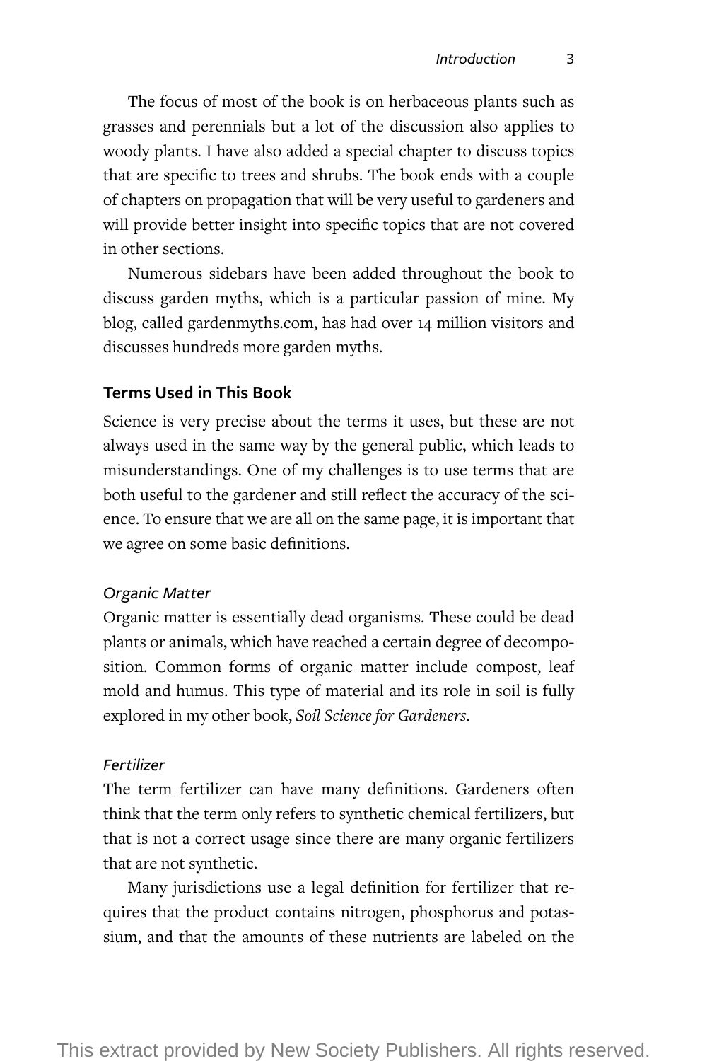The focus of most of the book is on herbaceous plants such as grasses and perennials but a lot of the discussion also applies to woody plants. I have also added a special chapter to discuss topics that are specific to trees and shrubs. The book ends with a couple of chapters on propagation that will be very useful to gardeners and will provide better insight into specific topics that are not covered in other sections.

Numerous sidebars have been added throughout the book to discuss garden myths, which is a particular passion of mine. My blog, called gardenmyths.com, has had over 14 million visitors and discusses hundreds more garden myths.

## Terms Used in This Book

Science is very precise about the terms it uses, but these are not always used in the same way by the general public, which leads to misunderstandings. One of my challenges is to use terms that are both useful to the gardener and still reflect the accuracy of the science. To ensure that we are all on the same page, it is important that we agree on some basic definitions.

### *Organic Matter*

Organic matter is essentially dead organisms. These could be dead plants or animals, which have reached a certain degree of decomposition. Common forms of organic matter include compost, leaf mold and humus. This type of material and its role in soil is fully explored in my other book, *Soil Science for Gardeners*.

### *Fertilizer*

The term fertilizer can have many definitions. Gardeners often think that the term only refers to synthetic chemical fertilizers, but that is not a correct usage since there are many organic fertilizers that are not synthetic.

Many jurisdictions use a legal definition for fertilizer that requires that the product contains nitrogen, phosphorus and potassium, and that the amounts of these nutrients are labeled on the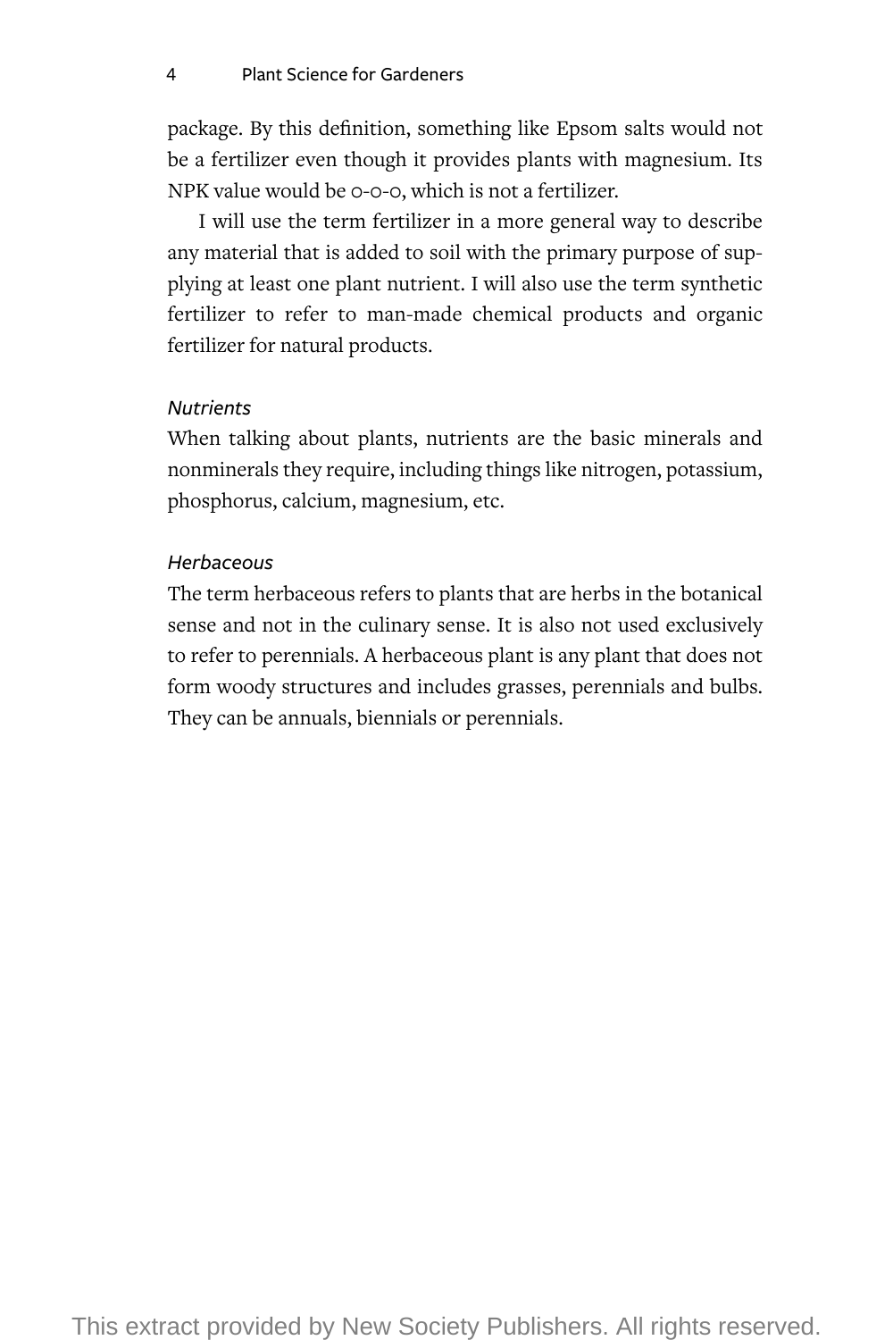package. By this definition, something like Epsom salts would not be a fertilizer even though it provides plants with magnesium. Its NPK value would be 0-0-0, which is not a fertilizer.

I will use the term fertilizer in a more general way to describe any material that is added to soil with the primary purpose of supplying at least one plant nutrient. I will also use the term synthetic fertilizer to refer to man-made chemical products and organic fertilizer for natural products.

### *Nutrients*

When talking about plants, nutrients are the basic minerals and nonminerals they require, including things like nitrogen, potassium, phosphorus, calcium, magnesium, etc.

### *Herbaceous*

The term herbaceous refers to plants that are herbs in the botanical sense and not in the culinary sense. It is also not used exclusively to refer to perennials. A herbaceous plant is any plant that does not form woody structures and includes grasses, perennials and bulbs. They can be annuals, biennials or perennials.

This extract provided by New Society Publishers. All rights reserved.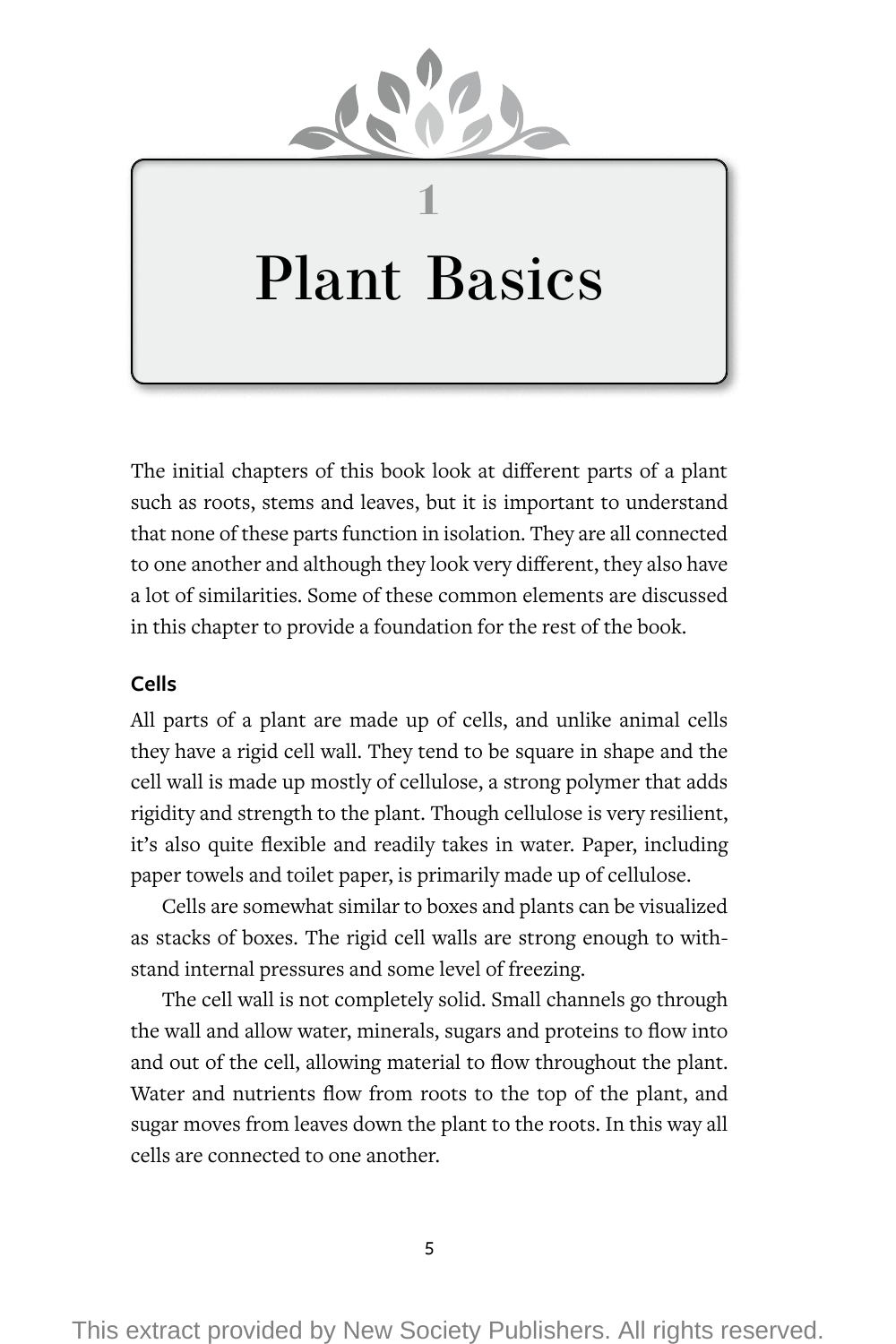# 1

# Plant Basics

The initial chapters of this book look at different parts of a plant such as roots, stems and leaves, but it is important to understand that none of these parts function in isolation. They are all connected to one another and although they look very different, they also have a lot of similarities. Some of these common elements are discussed in this chapter to provide a foundation for the rest of the book.

### Cells

All parts of a plant are made up of cells, and unlike animal cells they have a rigid cell wall. They tend to be square in shape and the cell wall is made up mostly of cellulose, a strong polymer that adds rigidity and strength to the plant. Though cellulose is very resilient, it's also quite flexible and readily takes in water. Paper, including paper towels and toilet paper, is primarily made up of cellulose.

Cells are somewhat similar to boxes and plants can be visualized as stacks of boxes. The rigid cell walls are strong enough to withstand internal pressures and some level of freezing.

The cell wall is not completely solid. Small channels go through the wall and allow water, minerals, sugars and proteins to flow into and out of the cell, allowing material to flow throughout the plant. Water and nutrients flow from roots to the top of the plant, and sugar moves from leaves down the plant to the roots. In this way all cells are connected to one another.

This extract provided by New Society Publishers. All rights reserved.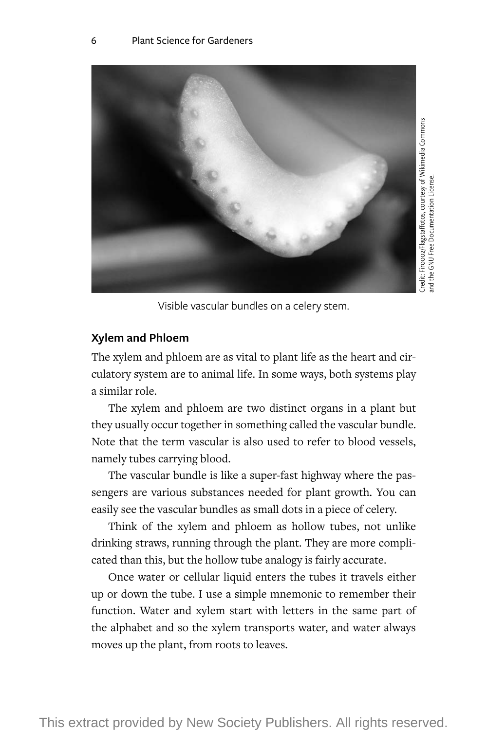Credit: Firooo2/Flagstaffotos, courtesy of Wikimedia Commons and the GNU Free Documentation License.

Visible vascular bundles on a celery stem.

### Xylem and Phloem

The xylem and phloem are as vital to plant life as the heart and circulatory system are to animal life. In some ways, both systems play a similar role.

The xylem and phloem are two distinct organs in a plant but they usually occur together in something called the vascular bundle. Note that the term vascular is also used to refer to blood vessels, namely tubes carrying blood.

The vascular bundle is like a super-fast highway where the passengers are various substances needed for plant growth. You can easily see the vascular bundles as small dots in a piece of celery.

Think of the xylem and phloem as hollow tubes, not unlike drinking straws, running through the plant. They are more complicated than this, but the hollow tube analogy is fairly accurate.

Once water or cellular liquid enters the tubes it travels either up or down the tube. I use a simple mnemonic to remember their function. Water and xylem start with letters in the same part of the alphabet and so the xylem transports water, and water always moves up the plant, from roots to leaves.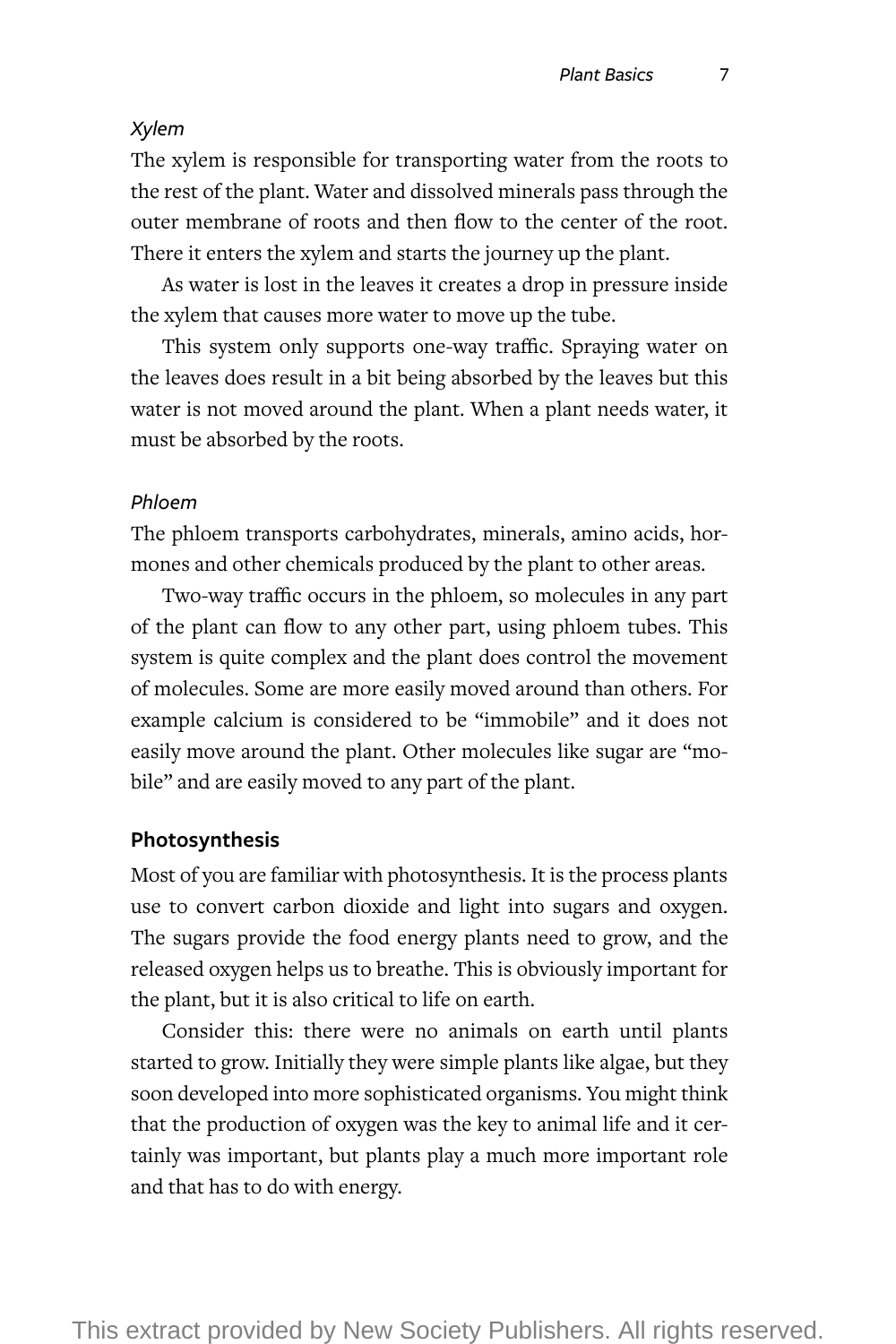### *Xylem*

The xylem is responsible for transporting water from the roots to the rest of the plant. Water and dissolved minerals pass through the outer membrane of roots and then flow to the center of the root. There it enters the xylem and starts the journey up the plant.

As water is lost in the leaves it creates a drop in pressure inside the xylem that causes more water to move up the tube.

This system only supports one-way traffic. Spraying water on the leaves does result in a bit being absorbed by the leaves but this water is not moved around the plant. When a plant needs water, it must be absorbed by the roots.

### *Phloem*

The phloem transports carbohydrates, minerals, amino acids, hormones and other chemicals produced by the plant to other areas.

Two-way traffic occurs in the phloem, so molecules in any part of the plant can flow to any other part, using phloem tubes. This system is quite complex and the plant does control the movement of molecules. Some are more easily moved around than others. For example calcium is considered to be "immobile" and it does not easily move around the plant. Other molecules like sugar are "mobile" and are easily moved to any part of the plant.

## Photosynthesis

Most of you are familiar with photosynthesis. It is the process plants use to convert carbon dioxide and light into sugars and oxygen. The sugars provide the food energy plants need to grow, and the released oxygen helps us to breathe. This is obviously important for the plant, but it is also critical to life on earth.

Consider this: there were no animals on earth until plants started to grow. Initially they were simple plants like algae, but they soon developed into more sophisticated organisms. You might think that the production of oxygen was the key to animal life and it certainly was important, but plants play a much more important role and that has to do with energy.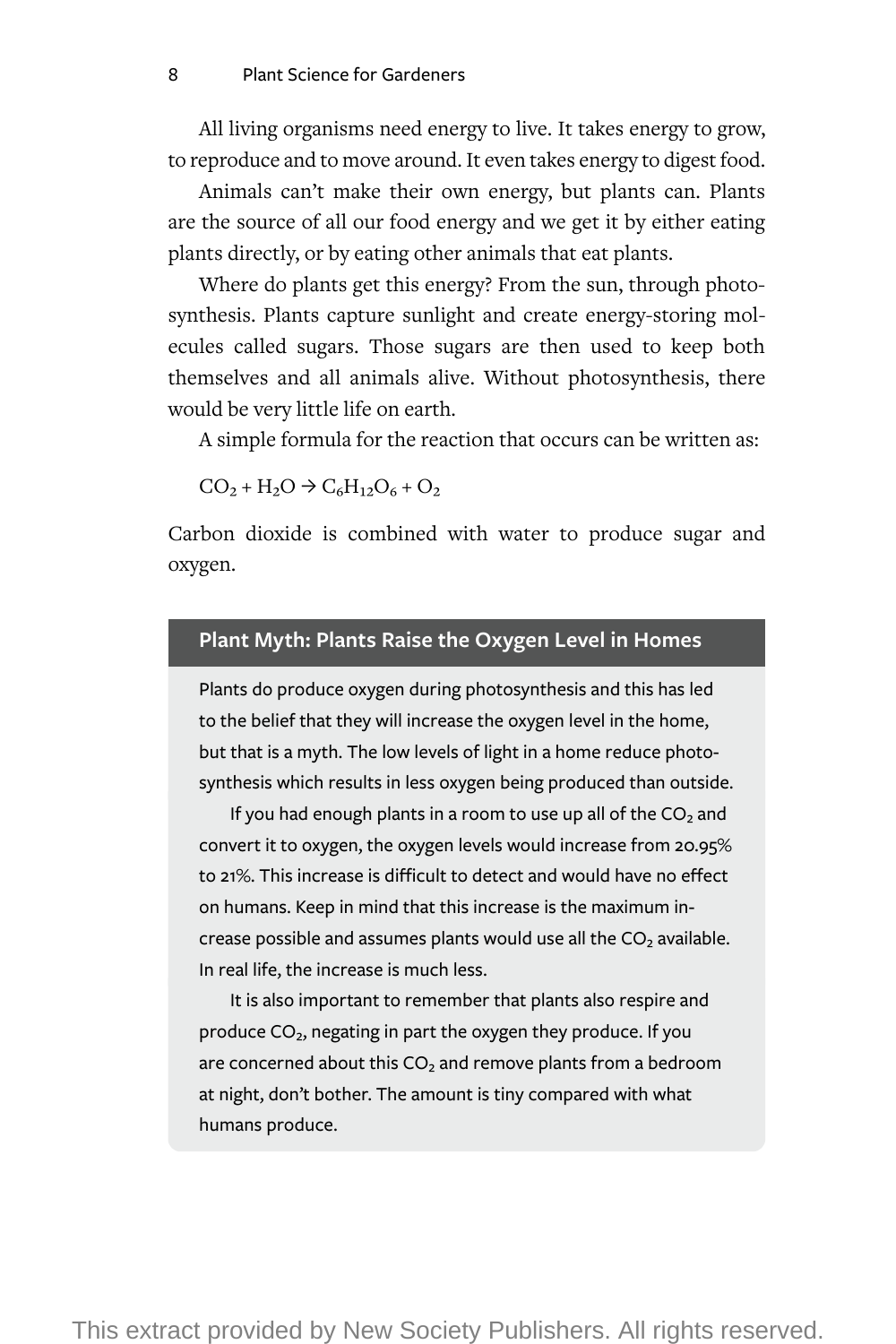All living organisms need energy to live. It takes energy to grow, to reproduce and to move around. It even takes energy to digest food.

Animals can't make their own energy, but plants can. Plants are the source of all our food energy and we get it by either eating plants directly, or by eating other animals that eat plants.

Where do plants get this energy? From the sun, through photosynthesis. Plants capture sunlight and create energy-storing molecules called sugars. Those sugars are then used to keep both themselves and all animals alive. Without photosynthesis, there would be very little life on earth.

A simple formula for the reaction that occurs can be written as:

$$CO_2 + H_2O \rightarrow C_6H_{12}O_6 + O_2$$

Carbon dioxide is combined with water to produce sugar and oxygen.

### Plant Myth: Plants Raise the Oxygen Level in Homes

Plants do produce oxygen during photosynthesis and this has led to the belief that they will increase the oxygen level in the home, but that is a myth. The low levels of light in a home reduce photosynthesis which results in less oxygen being produced than outside.

If you had enough plants in a room to use up all of the $CO_2$ and convert it to oxygen, the oxygen levels would increase from 20.95% to 21%. This increase is difficult to detect and would have no effect on humans. Keep in mind that this increase is the maximum increase possible and assumes plants would use all the $CO_2$ available. In real life, the increase is much less.

It is also important to remember that plants also respire and produce $CO_2$, negating in part the oxygen they produce. If you are concerned about this $CO_2$ and remove plants from a bedroom at night, don't bother. The amount is tiny compared with what humans produce.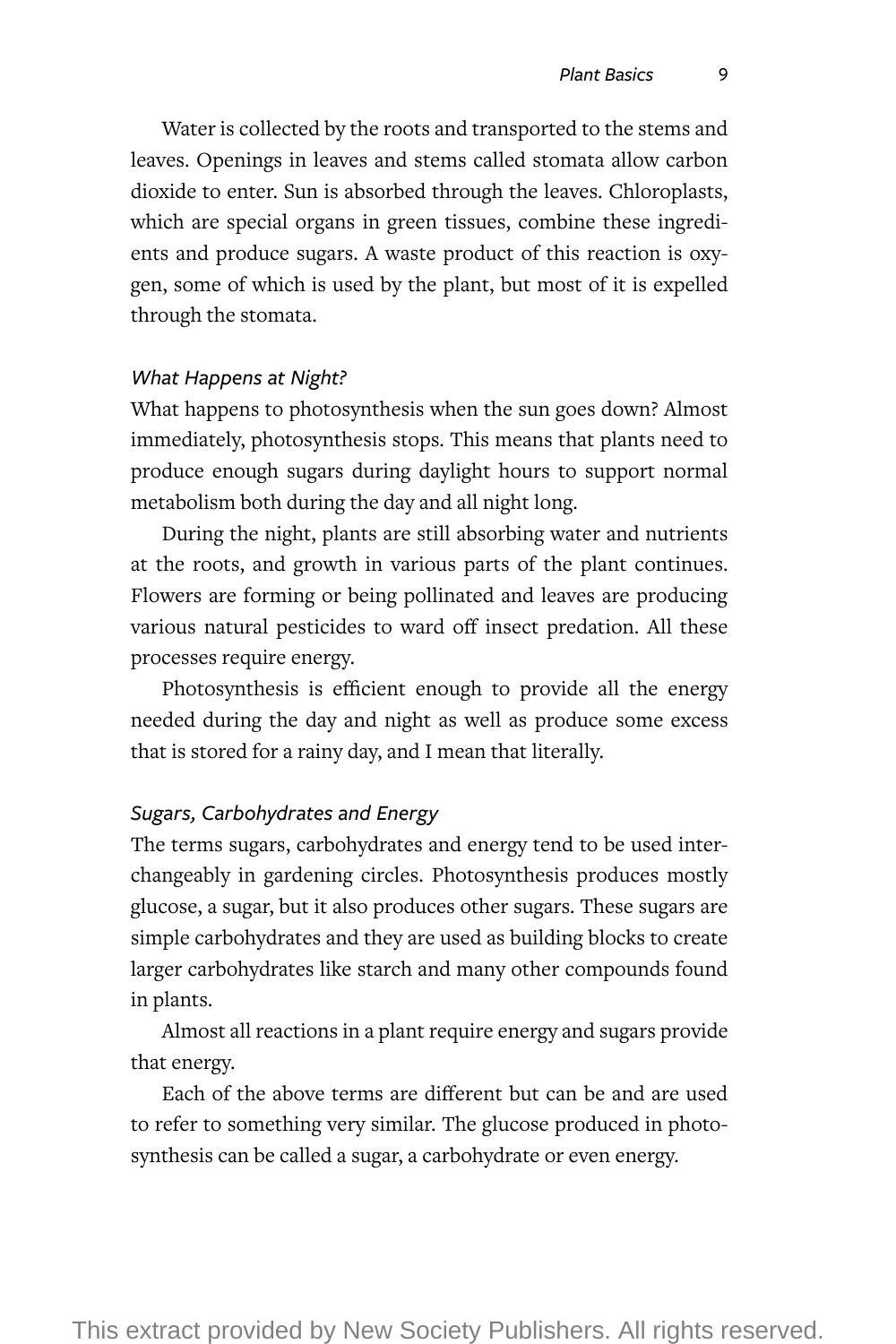Water is collected by the roots and transported to the stems and leaves. Openings in leaves and stems called stomata allow carbon dioxide to enter. Sun is absorbed through the leaves. Chloroplasts, which are special organs in green tissues, combine these ingredients and produce sugars. A waste product of this reaction is oxygen, some of which is used by the plant, but most of it is expelled through the stomata.

### *What Happens at Night?*

What happens to photosynthesis when the sun goes down? Almost immediately, photosynthesis stops. This means that plants need to produce enough sugars during daylight hours to support normal metabolism both during the day and all night long.

During the night, plants are still absorbing water and nutrients at the roots, and growth in various parts of the plant continues. Flowers are forming or being pollinated and leaves are producing various natural pesticides to ward off insect predation. All these processes require energy.

Photosynthesis is efficient enough to provide all the energy needed during the day and night as well as produce some excess that is stored for a rainy day, and I mean that literally.

### *Sugars, Carbohydrates and Energy*

The terms sugars, carbohydrates and energy tend to be used interchangeably in gardening circles. Photosynthesis produces mostly glucose, a sugar, but it also produces other sugars. These sugars are simple carbohydrates and they are used as building blocks to create larger carbohydrates like starch and many other compounds found in plants.

Almost all reactions in a plant require energy and sugars provide that energy.

Each of the above terms are different but can be and are used to refer to something very similar. The glucose produced in photosynthesis can be called a sugar, a carbohydrate or even energy.

This extract provided by New Society Publishers. All rights reserved.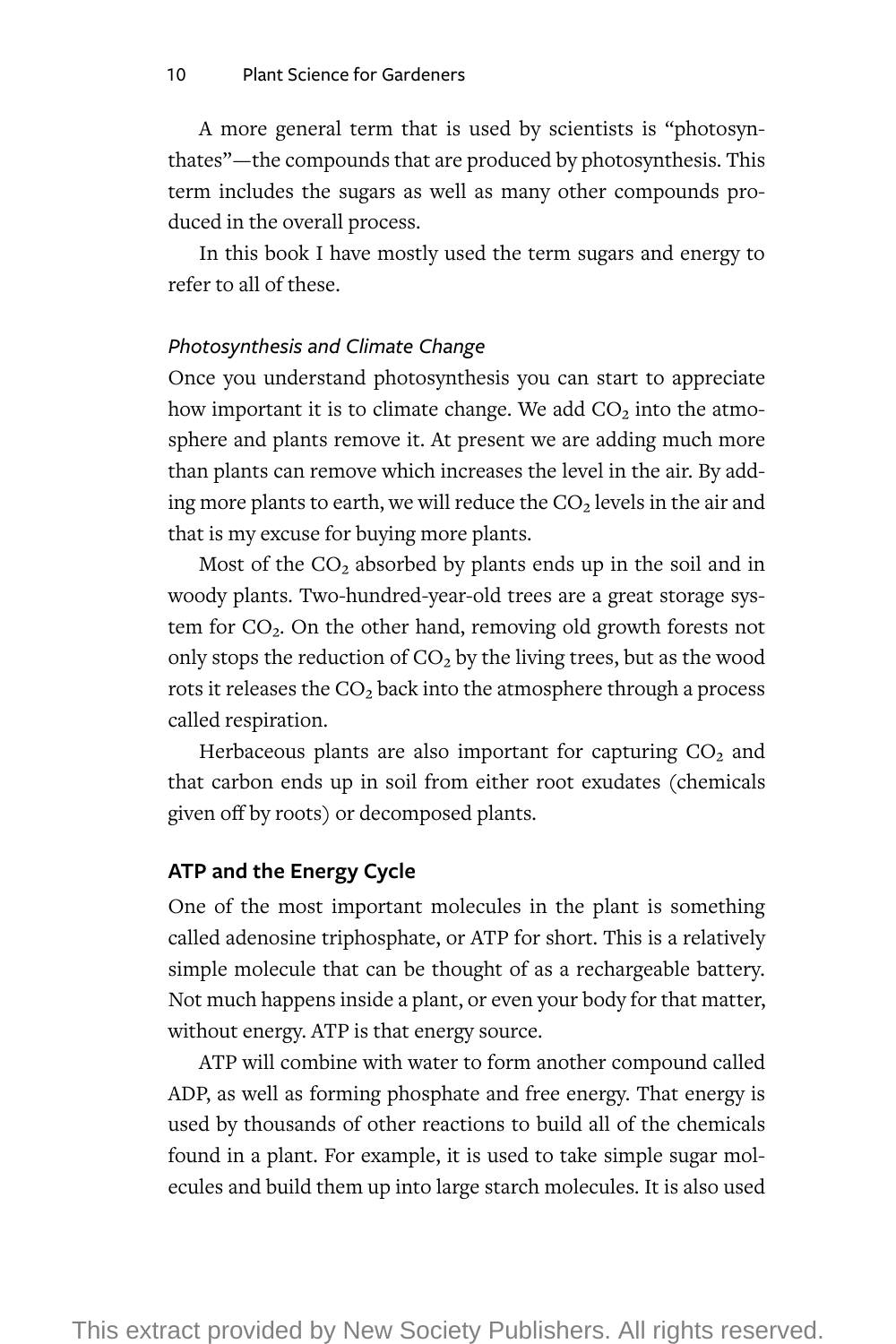A more general term that is used by scientists is "photosynthates"—the compounds that are produced by photosynthesis. This term includes the sugars as well as many other compounds produced in the overall process.

In this book I have mostly used the term sugars and energy to refer to all of these.

### *Photosynthesis and Climate Change*

Once you understand photosynthesis you can start to appreciate how important it is to climate change. We add $CO_2$ into the atmosphere and plants remove it. At present we are adding much more than plants can remove which increases the level in the air. By adding more plants to earth, we will reduce the $CO_2$ levels in the air and that is my excuse for buying more plants.

Most of the $CO_2$ absorbed by plants ends up in the soil and in woody plants. Two-hundred-year-old trees are a great storage system for $CO_2$. On the other hand, removing old growth forests not only stops the reduction of $CO_2$ by the living trees, but as the wood rots it releases the $CO_2$ back into the atmosphere through a process called respiration.

Herbaceous plants are also important for capturing $CO_2$ and that carbon ends up in soil from either root exudates (chemicals given off by roots) or decomposed plants.

## ATP and the Energy Cycle

One of the most important molecules in the plant is something called adenosine triphosphate, or ATP for short. This is a relatively simple molecule that can be thought of as a rechargeable battery. Not much happens inside a plant, or even your body for that matter, without energy. ATP is that energy source.

ATP will combine with water to form another compound called ADP, as well as forming phosphate and free energy. That energy is used by thousands of other reactions to build all of the chemicals found in a plant. For example, it is used to take simple sugar molecules and build them up into large starch molecules. It is also used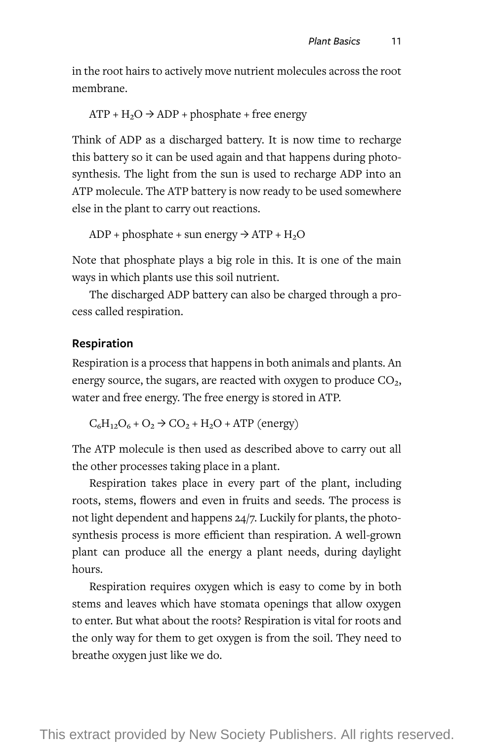in the root hairs to actively move nutrient molecules across the root membrane.

$$ATP + H_2O \rightarrow ADP + \text{phosphate} + \text{free energy}$$

Think of ADP as a discharged battery. It is now time to recharge this battery so it can be used again and that happens during photosynthesis. The light from the sun is used to recharge ADP into an ATP molecule. The ATP battery is now ready to be used somewhere else in the plant to carry out reactions.

$$ADP + \text{phosphate} + \text{sun energy} \rightarrow ATP + H_2O$$

Note that phosphate plays a big role in this. It is one of the main ways in which plants use this soil nutrient.

The discharged ADP battery can also be charged through a process called respiration.

### Respiration

Respiration is a process that happens in both animals and plants. An energy source, the sugars, are reacted with oxygen to produce $CO_2$, water and free energy. The free energy is stored in ATP.

$$C_6H_{12}O_6 + O_2 \rightarrow CO_2 + H_2O + ATP \text{ (energy)}$$

The ATP molecule is then used as described above to carry out all the other processes taking place in a plant.

Respiration takes place in every part of the plant, including roots, stems, flowers and even in fruits and seeds. The process is not light dependent and happens 24/7. Luckily for plants, the photosynthesis process is more efficient than respiration. A well-grown plant can produce all the energy a plant needs, during daylight hours.

Respiration requires oxygen which is easy to come by in both stems and leaves which have stomata openings that allow oxygen to enter. But what about the roots? Respiration is vital for roots and the only way for them to get oxygen is from the soil. They need to breathe oxygen just like we do.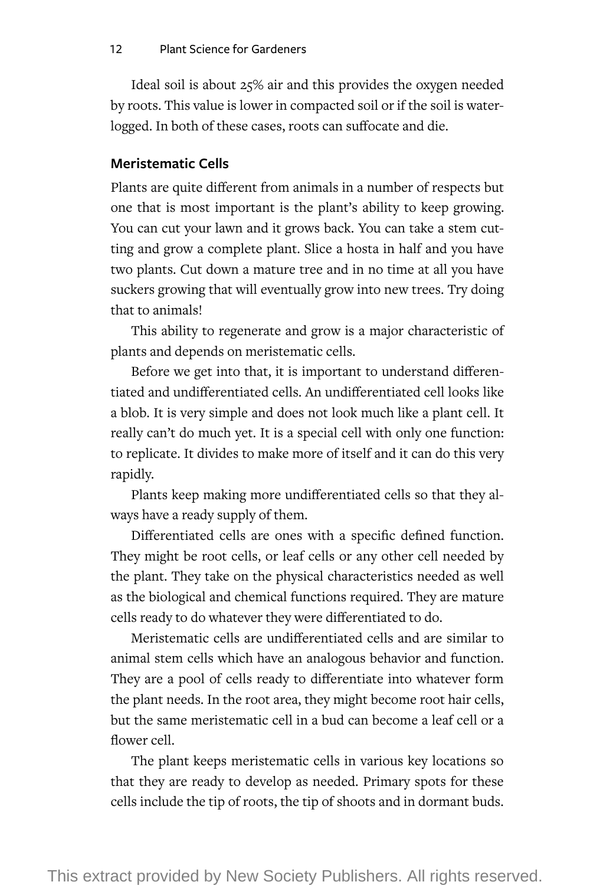Ideal soil is about 25% air and this provides the oxygen needed by roots. This value is lower in compacted soil or if the soil is waterlogged. In both of these cases, roots can suffocate and die.

### Meristematic Cells

Plants are quite different from animals in a number of respects but one that is most important is the plant's ability to keep growing. You can cut your lawn and it grows back. You can take a stem cutting and grow a complete plant. Slice a hosta in half and you have two plants. Cut down a mature tree and in no time at all you have suckers growing that will eventually grow into new trees. Try doing that to animals!

This ability to regenerate and grow is a major characteristic of plants and depends on meristematic cells.

Before we get into that, it is important to understand differentiated and undifferentiated cells. An undifferentiated cell looks like a blob. It is very simple and does not look much like a plant cell. It really can't do much yet. It is a special cell with only one function: to replicate. It divides to make more of itself and it can do this very rapidly.

Plants keep making more undifferentiated cells so that they always have a ready supply of them.

Differentiated cells are ones with a specific defined function. They might be root cells, or leaf cells or any other cell needed by the plant. They take on the physical characteristics needed as well as the biological and chemical functions required. They are mature cells ready to do whatever they were differentiated to do.

Meristematic cells are undifferentiated cells and are similar to animal stem cells which have an analogous behavior and function. They are a pool of cells ready to differentiate into whatever form the plant needs. In the root area, they might become root hair cells, but the same meristematic cell in a bud can become a leaf cell or a flower cell.

The plant keeps meristematic cells in various key locations so that they are ready to develop as needed. Primary spots for these cells include the tip of roots, the tip of shoots and in dormant buds.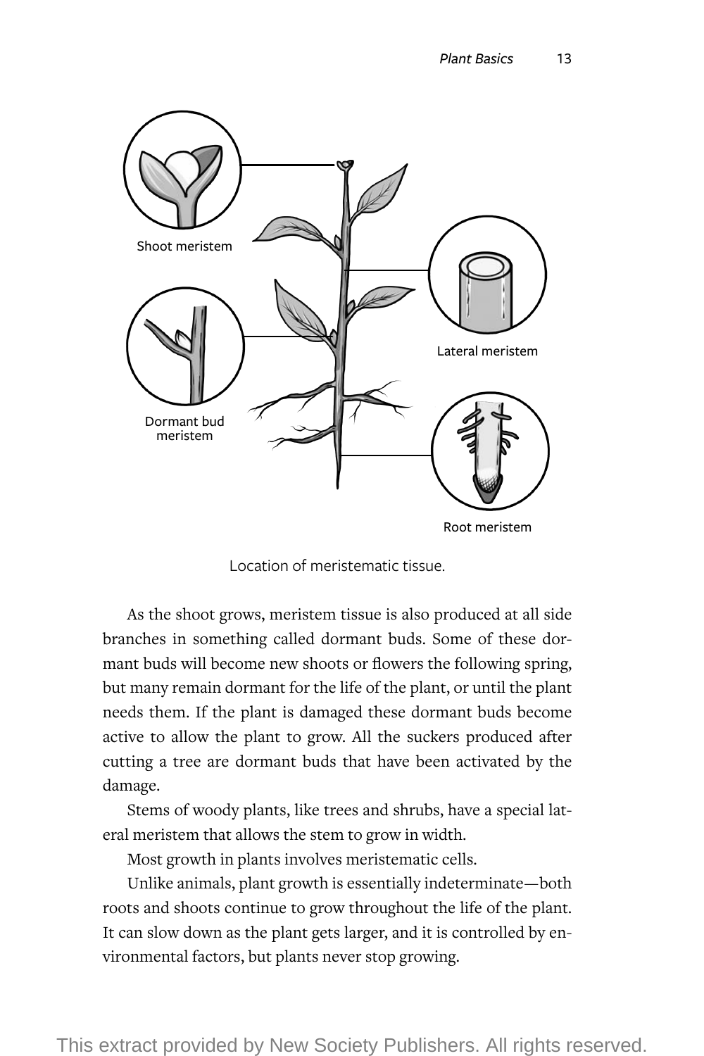Location of meristematic tissue.

As the shoot grows, meristem tissue is also produced at all side branches in something called dormant buds. Some of these dormant buds will become new shoots or flowers the following spring, but many remain dormant for the life of the plant, or until the plant needs them. If the plant is damaged these dormant buds become active to allow the plant to grow. All the suckers produced after cutting a tree are dormant buds that have been activated by the damage.

Stems of woody plants, like trees and shrubs, have a special lateral meristem that allows the stem to grow in width.

Most growth in plants involves meristematic cells.

Unlike animals, plant growth is essentially indeterminate—both roots and shoots continue to grow throughout the life of the plant. It can slow down as the plant gets larger, and it is controlled by environmental factors, but plants never stop growing.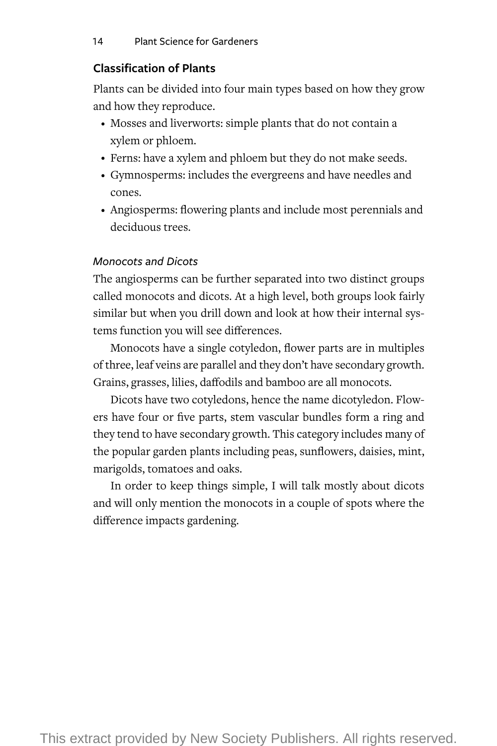## Classification of Plants

Plants can be divided into four main types based on how they grow and how they reproduce.

- Mosses and liverworts: simple plants that do not contain a xylem or phloem.
- Ferns: have a xylem and phloem but they do not make seeds.
- Gymnosperms: includes the evergreens and have needles and cones.
- Angiosperms: flowering plants and include most perennials and deciduous trees.

### *Monocots and Dicots*

The angiosperms can be further separated into two distinct groups called monocots and dicots. At a high level, both groups look fairly similar but when you drill down and look at how their internal systems function you will see differences.

Monocots have a single cotyledon, flower parts are in multiples of three, leaf veins are parallel and they don't have secondary growth. Grains, grasses, lilies, daffodils and bamboo are all monocots.

Dicots have two cotyledons, hence the name dicotyledon. Flowers have four or five parts, stem vascular bundles form a ring and they tend to have secondary growth. This category includes many of the popular garden plants including peas, sunflowers, daisies, mint, marigolds, tomatoes and oaks.

In order to keep things simple, I will talk mostly about dicots and will only mention the monocots in a couple of spots where the difference impacts gardening.

This extract provided by New Society Publishers. All rights reserved.